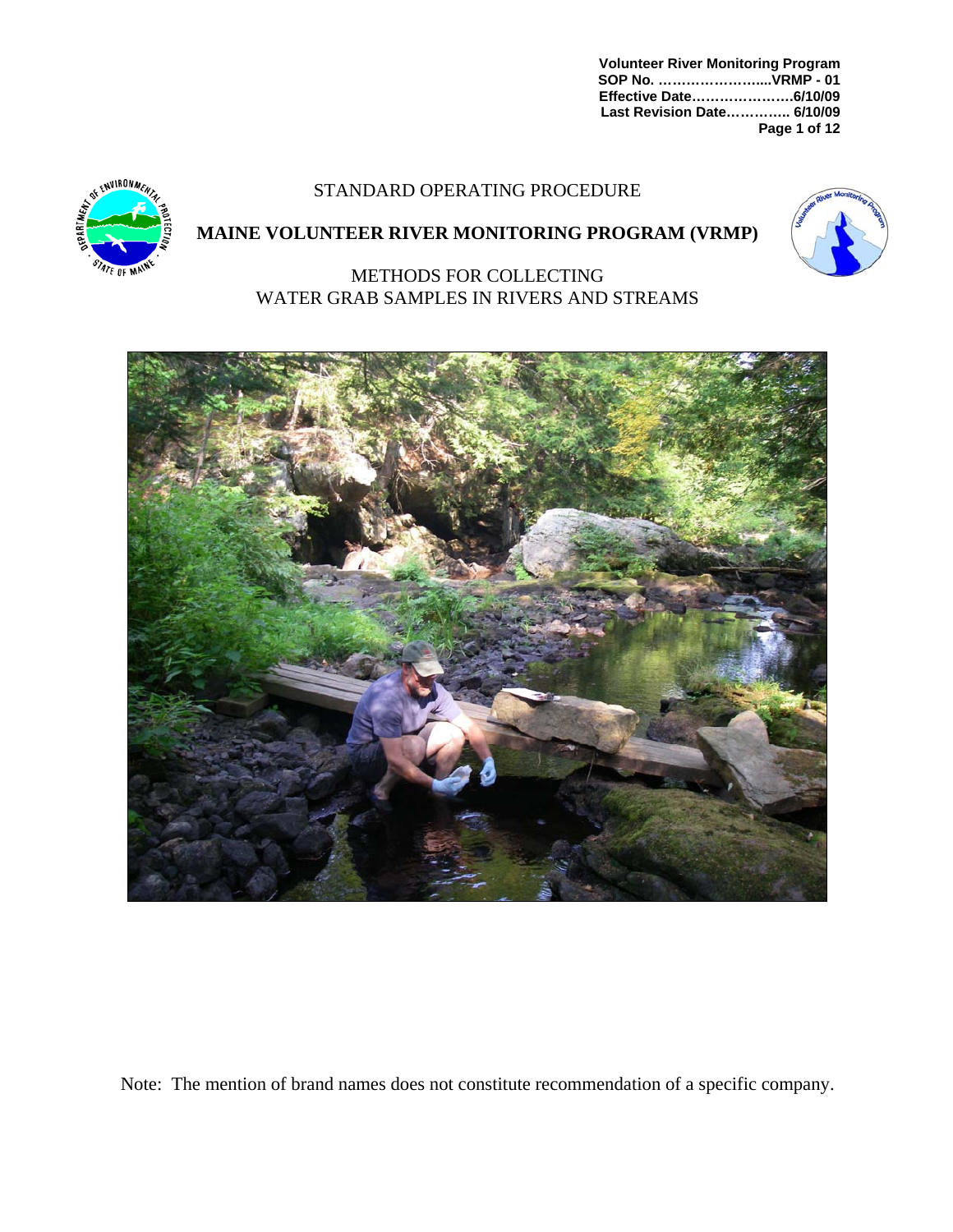Volunteer River Monitoring Program
SOP No. ……………………...VRMP - 01
Effective Date………………….6/10/09
Last Revision Date………….. 6/10/09

STANDARD OPERATING PROCEDURE

# MAINE VOLUNTEER RIVER MONITORING PROGRAM (VRMP)

## METHODS FOR COLLECTING WATER GRAB SAMPLES IN RIVERS AND STREAMS

Note: The mention of brand names does not constitute recommendation of a specific company.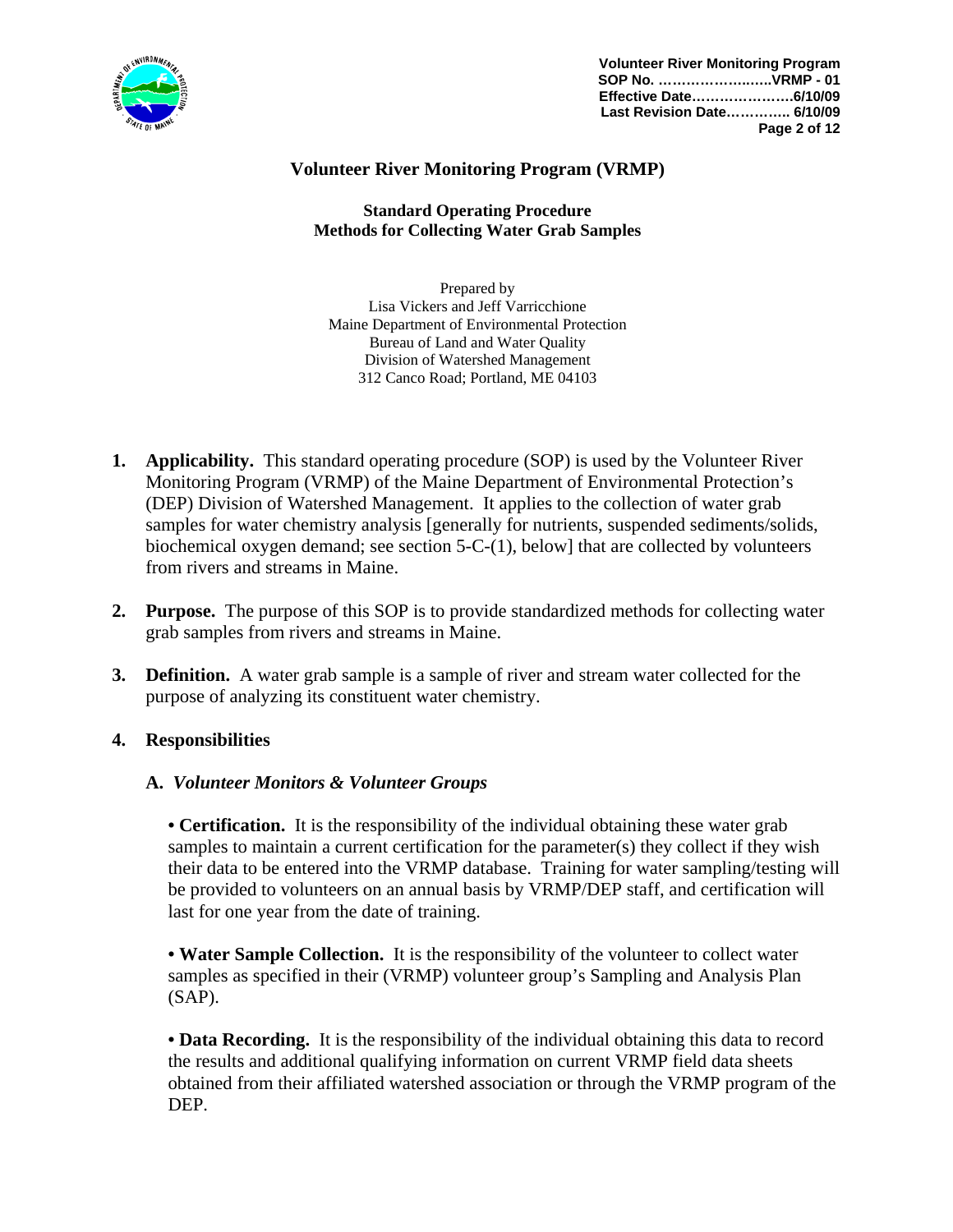# Volunteer River Monitoring Program (VRMP)

## Standard Operating Procedure
## Methods for Collecting Water Grab Samples

Prepared by
Lisa Vickers and Jeff Varricchione
Maine Department of Environmental Protection
Bureau of Land and Water Quality
Division of Watershed Management
312 Canco Road; Portland, ME 04103

1. **Applicability.** This standard operating procedure (SOP) is used by the Volunteer River Monitoring Program (VRMP) of the Maine Department of Environmental Protection's (DEP) Division of Watershed Management. It applies to the collection of water grab samples for water chemistry analysis [generally for nutrients, suspended sediments/solids, biochemical oxygen demand; see section 5-C-(1), below] that are collected by volunteers from rivers and streams in Maine.

2. **Purpose.** The purpose of this SOP is to provide standardized methods for collecting water grab samples from rivers and streams in Maine.

3. **Definition.** A water grab sample is a sample of river and stream water collected for the purpose of analyzing its constituent water chemistry.

4. **Responsibilities**

   **A.** ***Volunteer Monitors & Volunteer Groups***

   • **Certification.** It is the responsibility of the individual obtaining these water grab samples to maintain a current certification for the parameter(s) they collect if they wish their data to be entered into the VRMP database. Training for water sampling/testing will be provided to volunteers on an annual basis by VRMP/DEP staff, and certification will last for one year from the date of training.

   • **Water Sample Collection.** It is the responsibility of the volunteer to collect water samples as specified in their (VRMP) volunteer group's Sampling and Analysis Plan (SAP).

   • **Data Recording.** It is the responsibility of the individual obtaining this data to record the results and additional qualifying information on current VRMP field data sheets obtained from their affiliated watershed association or through the VRMP program of the DEP.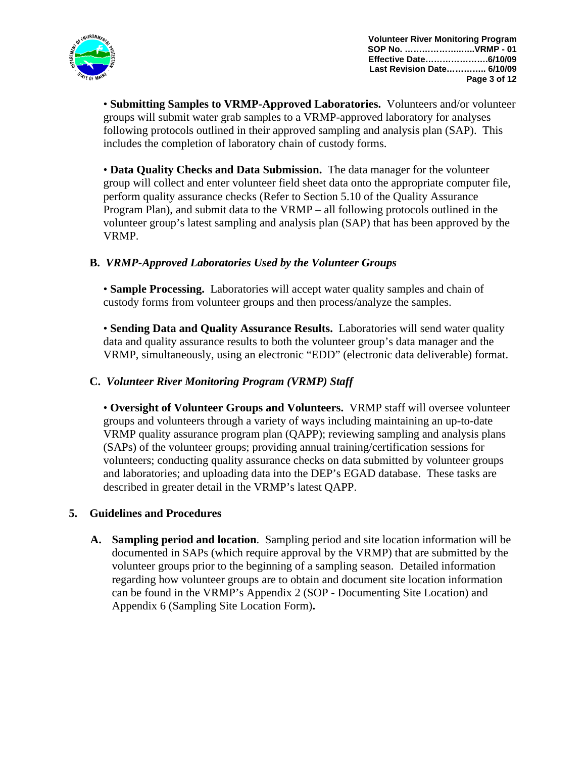• **Submitting Samples to VRMP-Approved Laboratories.** Volunteers and/or volunteer groups will submit water grab samples to a VRMP-approved laboratory for analyses following protocols outlined in their approved sampling and analysis plan (SAP). This includes the completion of laboratory chain of custody forms.

• **Data Quality Checks and Data Submission.** The data manager for the volunteer group will collect and enter volunteer field sheet data onto the appropriate computer file, perform quality assurance checks (Refer to Section 5.10 of the Quality Assurance Program Plan), and submit data to the VRMP – all following protocols outlined in the volunteer group's latest sampling and analysis plan (SAP) that has been approved by the VRMP.

**B.** *VRMP-Approved Laboratories Used by the Volunteer Groups*

• **Sample Processing.** Laboratories will accept water quality samples and chain of custody forms from volunteer groups and then process/analyze the samples.

• **Sending Data and Quality Assurance Results.** Laboratories will send water quality data and quality assurance results to both the volunteer group's data manager and the VRMP, simultaneously, using an electronic "EDD" (electronic data deliverable) format.

**C.** *Volunteer River Monitoring Program (VRMP) Staff*

• **Oversight of Volunteer Groups and Volunteers.** VRMP staff will oversee volunteer groups and volunteers through a variety of ways including maintaining an up-to-date VRMP quality assurance program plan (QAPP); reviewing sampling and analysis plans (SAPs) of the volunteer groups; providing annual training/certification sessions for volunteers; conducting quality assurance checks on data submitted by volunteer groups and laboratories; and uploading data into the DEP's EGAD database. These tasks are described in greater detail in the VRMP's latest QAPP.

## 5. Guidelines and Procedures

**A. Sampling period and location**. Sampling period and site location information will be documented in SAPs (which require approval by the VRMP) that are submitted by the volunteer groups prior to the beginning of a sampling season. Detailed information regarding how volunteer groups are to obtain and document site location information can be found in the VRMP's Appendix 2 (SOP - Documenting Site Location) and Appendix 6 (Sampling Site Location Form)**.**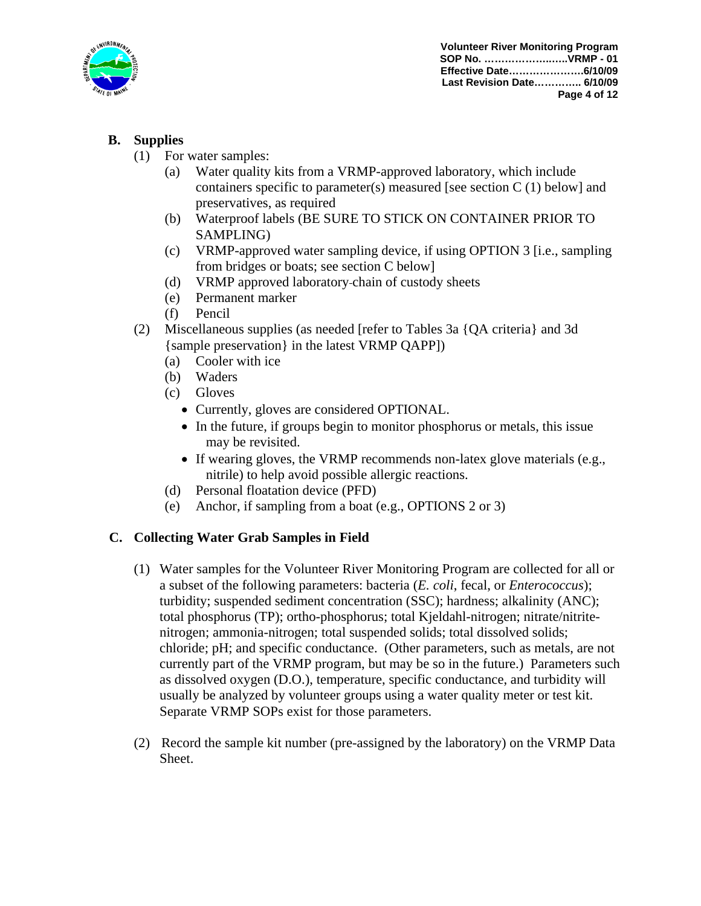## B. Supplies

(1) For water samples:

(a) Water quality kits from a VRMP-approved laboratory, which include containers specific to parameter(s) measured [see section C (1) below] and preservatives, as required

(b) Waterproof labels (BE SURE TO STICK ON CONTAINER PRIOR TO SAMPLING)

(c) VRMP-approved water sampling device, if using OPTION 3 [i.e., sampling from bridges or boats; see section C below]

(d) VRMP approved laboratory-chain of custody sheets

(e) Permanent marker

(f) Pencil

(2) Miscellaneous supplies (as needed [refer to Tables 3a {QA criteria} and 3d {sample preservation} in the latest VRMP QAPP])

(a) Cooler with ice

(b) Waders

(c) Gloves

- Currently, gloves are considered OPTIONAL.
- In the future, if groups begin to monitor phosphorus or metals, this issue may be revisited.
- If wearing gloves, the VRMP recommends non-latex glove materials (e.g., nitrile) to help avoid possible allergic reactions.

(d) Personal floatation device (PFD)

(e) Anchor, if sampling from a boat (e.g., OPTIONS 2 or 3)

## C. Collecting Water Grab Samples in Field

(1) Water samples for the Volunteer River Monitoring Program are collected for all or a subset of the following parameters: bacteria (*E. coli*, fecal, or *Enterococcus*); turbidity; suspended sediment concentration (SSC); hardness; alkalinity (ANC); total phosphorus (TP); ortho-phosphorus; total Kjeldahl-nitrogen; nitrate/nitrite-nitrogen; ammonia-nitrogen; total suspended solids; total dissolved solids; chloride; pH; and specific conductance. (Other parameters, such as metals, are not currently part of the VRMP program, but may be so in the future.) Parameters such as dissolved oxygen (D.O.), temperature, specific conductance, and turbidity will usually be analyzed by volunteer groups using a water quality meter or test kit. Separate VRMP SOPs exist for those parameters.

(2) Record the sample kit number (pre-assigned by the laboratory) on the VRMP Data Sheet.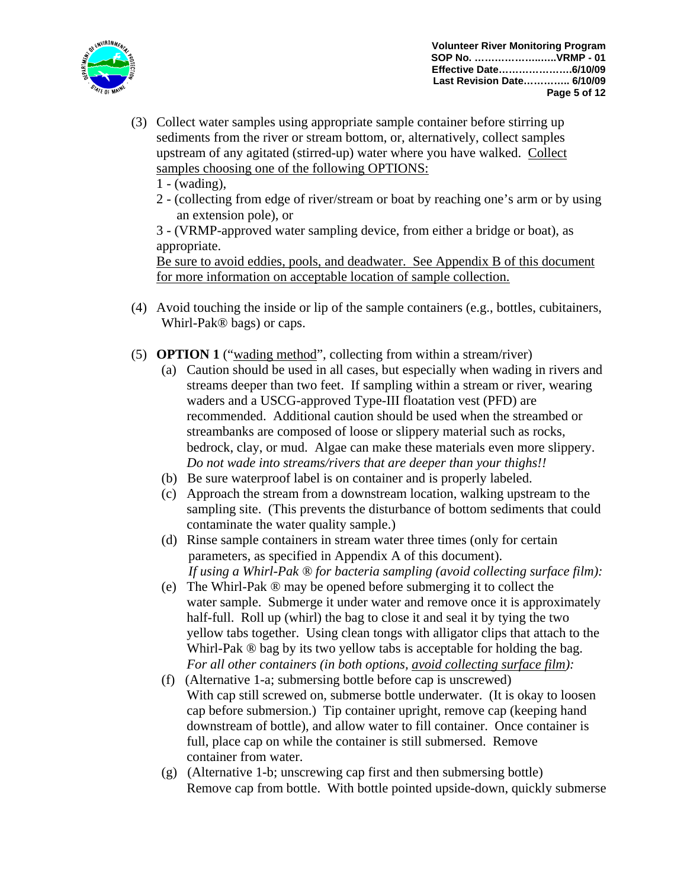(3) Collect water samples using appropriate sample container before stirring up sediments from the river or stream bottom, or, alternatively, collect samples upstream of any agitated (stirred-up) water where you have walked. <u>Collect samples choosing one of the following OPTIONS:</u>

1 - (wading),

2 - (collecting from edge of river/stream or boat by reaching one's arm or by using an extension pole), or

3 - (VRMP-approved water sampling device, from either a bridge or boat), as appropriate.

<u>Be sure to avoid eddies, pools, and deadwater. See Appendix B of this document for more information on acceptable location of sample collection.</u>

(4) Avoid touching the inside or lip of the sample containers (e.g., bottles, cubitainers, Whirl-Pak® bags) or caps.

(5) **OPTION 1** ("<u>wading method</u>", collecting from within a stream/river)

(a) Caution should be used in all cases, but especially when wading in rivers and streams deeper than two feet. If sampling within a stream or river, wearing waders and a USCG-approved Type-III floatation vest (PFD) are recommended. Additional caution should be used when the streambed or streambanks are composed of loose or slippery material such as rocks, bedrock, clay, or mud. Algae can make these materials even more slippery. *Do not wade into streams/rivers that are deeper than your thighs!!*

(b) Be sure waterproof label is on container and is properly labeled.

(c) Approach the stream from a downstream location, walking upstream to the sampling site. (This prevents the disturbance of bottom sediments that could contaminate the water quality sample.)

(d) Rinse sample containers in stream water three times (only for certain parameters, as specified in Appendix A of this document).

*If using a Whirl-Pak ® for bacteria sampling (avoid collecting surface film):*

(e) The Whirl-Pak ® may be opened before submerging it to collect the water sample. Submerge it under water and remove once it is approximately half-full. Roll up (whirl) the bag to close it and seal it by tying the two yellow tabs together. Using clean tongs with alligator clips that attach to the Whirl-Pak ® bag by its two yellow tabs is acceptable for holding the bag.

*For all other containers (in both options, <u>avoid collecting surface film</u>):*

(f) (Alternative 1-a; submersing bottle before cap is unscrewed)
With cap still screwed on, submerse bottle underwater. (It is okay to loosen cap before submersion.) Tip container upright, remove cap (keeping hand downstream of bottle), and allow water to fill container. Once container is full, place cap on while the container is still submersed. Remove container from water.

(g) (Alternative 1-b; unscrewing cap first and then submersing bottle)
Remove cap from bottle. With bottle pointed upside-down, quickly submerse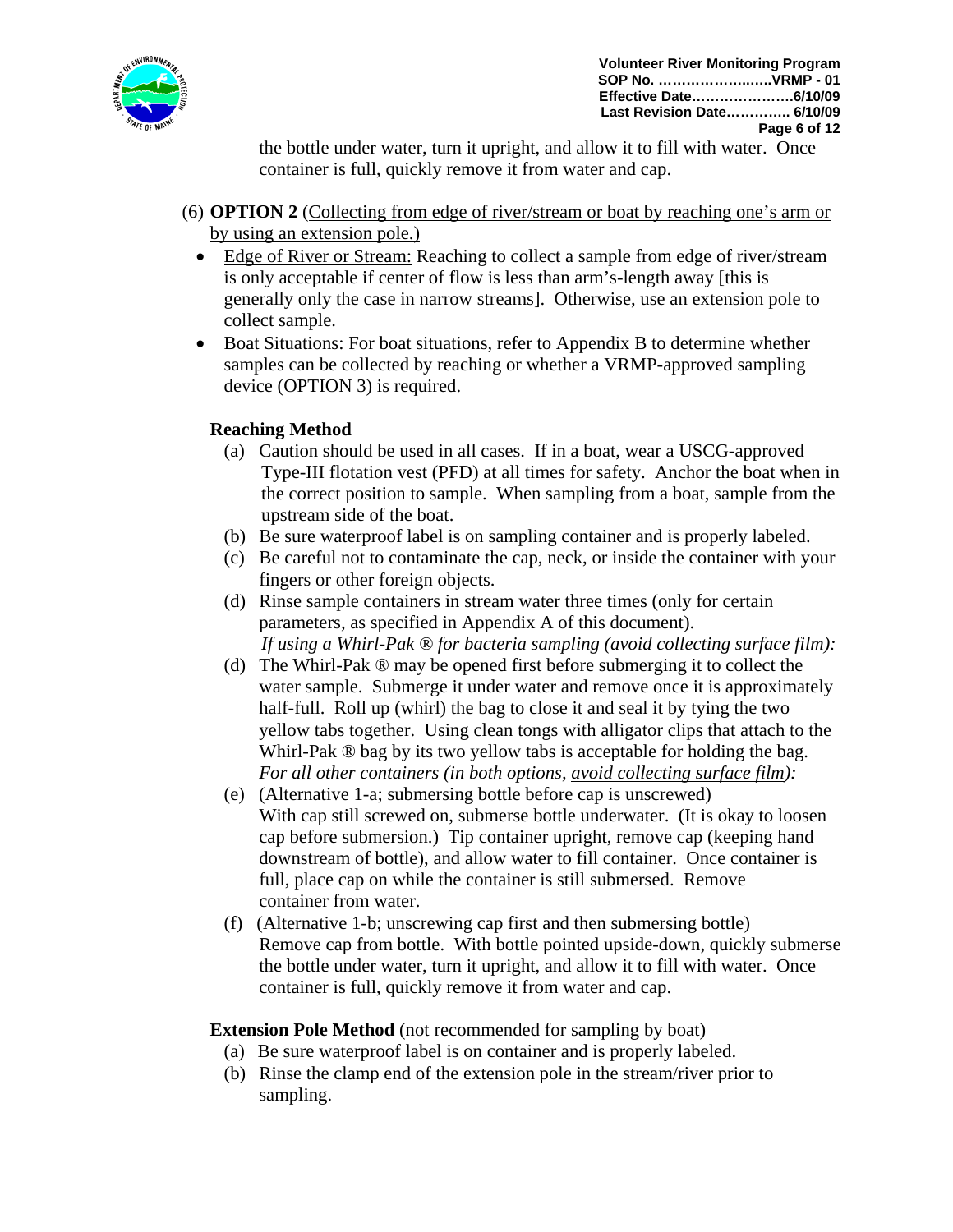the bottle under water, turn it upright, and allow it to fill with water. Once container is full, quickly remove it from water and cap.

(6) **OPTION 2** (Collecting from edge of river/stream or boat by reaching one's arm or by using an extension pole.)

- Edge of River or Stream: Reaching to collect a sample from edge of river/stream is only acceptable if center of flow is less than arm's-length away [this is generally only the case in narrow streams]. Otherwise, use an extension pole to collect sample.
- Boat Situations: For boat situations, refer to Appendix B to determine whether samples can be collected by reaching or whether a VRMP-approved sampling device (OPTION 3) is required.

**Reaching Method**

(a) Caution should be used in all cases. If in a boat, wear a USCG-approved Type-III flotation vest (PFD) at all times for safety. Anchor the boat when in the correct position to sample. When sampling from a boat, sample from the upstream side of the boat.

(b) Be sure waterproof label is on sampling container and is properly labeled.

(c) Be careful not to contaminate the cap, neck, or inside the container with your fingers or other foreign objects.

(d) Rinse sample containers in stream water three times (only for certain parameters, as specified in Appendix A of this document).

*If using a Whirl-Pak ® for bacteria sampling (avoid collecting surface film):*

(d) The Whirl-Pak ® may be opened first before submerging it to collect the water sample. Submerge it under water and remove once it is approximately half-full. Roll up (whirl) the bag to close it and seal it by tying the two yellow tabs together. Using clean tongs with alligator clips that attach to the Whirl-Pak ® bag by its two yellow tabs is acceptable for holding the bag.

*For all other containers (in both options, avoid collecting surface film):*

(e) (Alternative 1-a; submersing bottle before cap is unscrewed)
With cap still screwed on, submerse bottle underwater. (It is okay to loosen cap before submersion.) Tip container upright, remove cap (keeping hand downstream of bottle), and allow water to fill container. Once container is full, place cap on while the container is still submersed. Remove container from water.

(f) (Alternative 1-b; unscrewing cap first and then submersing bottle)
Remove cap from bottle. With bottle pointed upside-down, quickly submerse the bottle under water, turn it upright, and allow it to fill with water. Once container is full, quickly remove it from water and cap.

**Extension Pole Method** (not recommended for sampling by boat)

(a) Be sure waterproof label is on container and is properly labeled.

(b) Rinse the clamp end of the extension pole in the stream/river prior to sampling.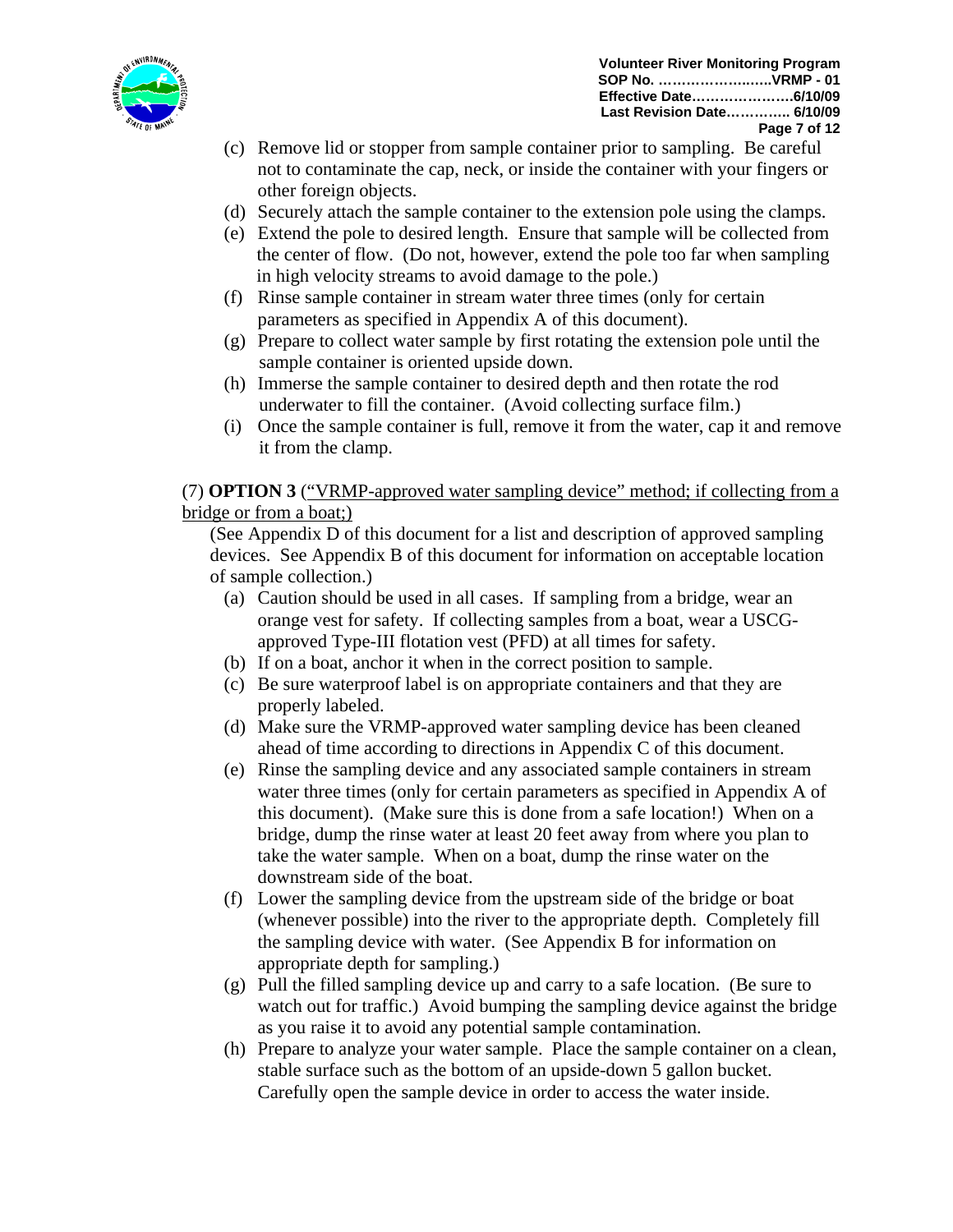(c) Remove lid or stopper from sample container prior to sampling. Be careful not to contaminate the cap, neck, or inside the container with your fingers or other foreign objects.
(d) Securely attach the sample container to the extension pole using the clamps.
(e) Extend the pole to desired length. Ensure that sample will be collected from the center of flow. (Do not, however, extend the pole too far when sampling in high velocity streams to avoid damage to the pole.)
(f) Rinse sample container in stream water three times (only for certain parameters as specified in Appendix A of this document).
(g) Prepare to collect water sample by first rotating the extension pole until the sample container is oriented upside down.
(h) Immerse the sample container to desired depth and then rotate the rod underwater to fill the container. (Avoid collecting surface film.)
(i) Once the sample container is full, remove it from the water, cap it and remove it from the clamp.

(7) **OPTION 3** (<u>"VRMP-approved water sampling device" method; if collecting from a bridge or from a boat;)</u>

(See Appendix D of this document for a list and description of approved sampling devices. See Appendix B of this document for information on acceptable location of sample collection.)

(a) Caution should be used in all cases. If sampling from a bridge, wear an orange vest for safety. If collecting samples from a boat, wear a USCG-approved Type-III flotation vest (PFD) at all times for safety.
(b) If on a boat, anchor it when in the correct position to sample.
(c) Be sure waterproof label is on appropriate containers and that they are properly labeled.
(d) Make sure the VRMP-approved water sampling device has been cleaned ahead of time according to directions in Appendix C of this document.
(e) Rinse the sampling device and any associated sample containers in stream water three times (only for certain parameters as specified in Appendix A of this document). (Make sure this is done from a safe location!) When on a bridge, dump the rinse water at least 20 feet away from where you plan to take the water sample. When on a boat, dump the rinse water on the downstream side of the boat.
(f) Lower the sampling device from the upstream side of the bridge or boat (whenever possible) into the river to the appropriate depth. Completely fill the sampling device with water. (See Appendix B for information on appropriate depth for sampling.)
(g) Pull the filled sampling device up and carry to a safe location. (Be sure to watch out for traffic.) Avoid bumping the sampling device against the bridge as you raise it to avoid any potential sample contamination.
(h) Prepare to analyze your water sample. Place the sample container on a clean, stable surface such as the bottom of an upside-down 5 gallon bucket. Carefully open the sample device in order to access the water inside.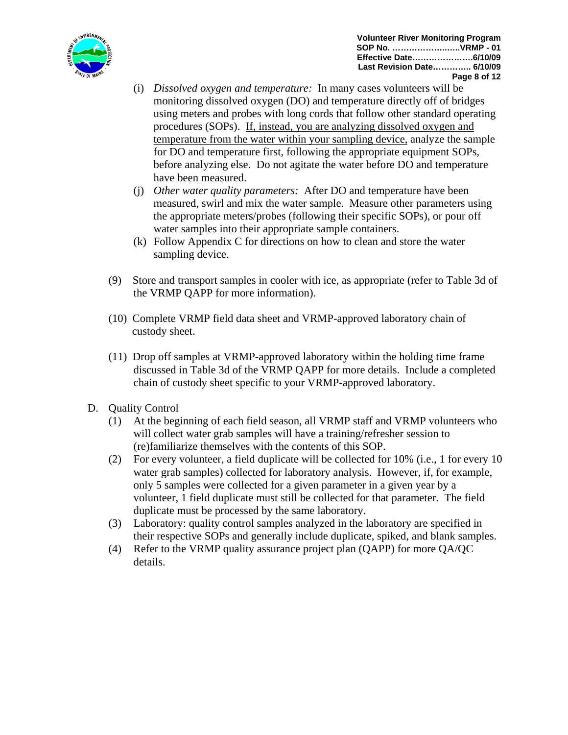(i) *Dissolved oxygen and temperature:* In many cases volunteers will be monitoring dissolved oxygen (DO) and temperature directly off of bridges using meters and probes with long cords that follow other standard operating procedures (SOPs). <u>If, instead, you are analyzing dissolved oxygen and temperature from the water within your sampling device,</u> analyze the sample for DO and temperature first, following the appropriate equipment SOPs, before analyzing else. Do not agitate the water before DO and temperature have been measured.

(j) *Other water quality parameters:* After DO and temperature have been measured, swirl and mix the water sample. Measure other parameters using the appropriate meters/probes (following their specific SOPs), or pour off water samples into their appropriate sample containers.

(k) Follow Appendix C for directions on how to clean and store the water sampling device.

(9) Store and transport samples in cooler with ice, as appropriate (refer to Table 3d of the VRMP QAPP for more information).

(10) Complete VRMP field data sheet and VRMP-approved laboratory chain of custody sheet.

(11) Drop off samples at VRMP-approved laboratory within the holding time frame discussed in Table 3d of the VRMP QAPP for more details. Include a completed chain of custody sheet specific to your VRMP-approved laboratory.

D. Quality Control

(1) At the beginning of each field season, all VRMP staff and VRMP volunteers who will collect water grab samples will have a training/refresher session to (re)familiarize themselves with the contents of this SOP.

(2) For every volunteer, a field duplicate will be collected for 10% (i.e., 1 for every 10 water grab samples) collected for laboratory analysis. However, if, for example, only 5 samples were collected for a given parameter in a given year by a volunteer, 1 field duplicate must still be collected for that parameter. The field duplicate must be processed by the same laboratory.

(3) Laboratory: quality control samples analyzed in the laboratory are specified in their respective SOPs and generally include duplicate, spiked, and blank samples.

(4) Refer to the VRMP quality assurance project plan (QAPP) for more QA/QC details.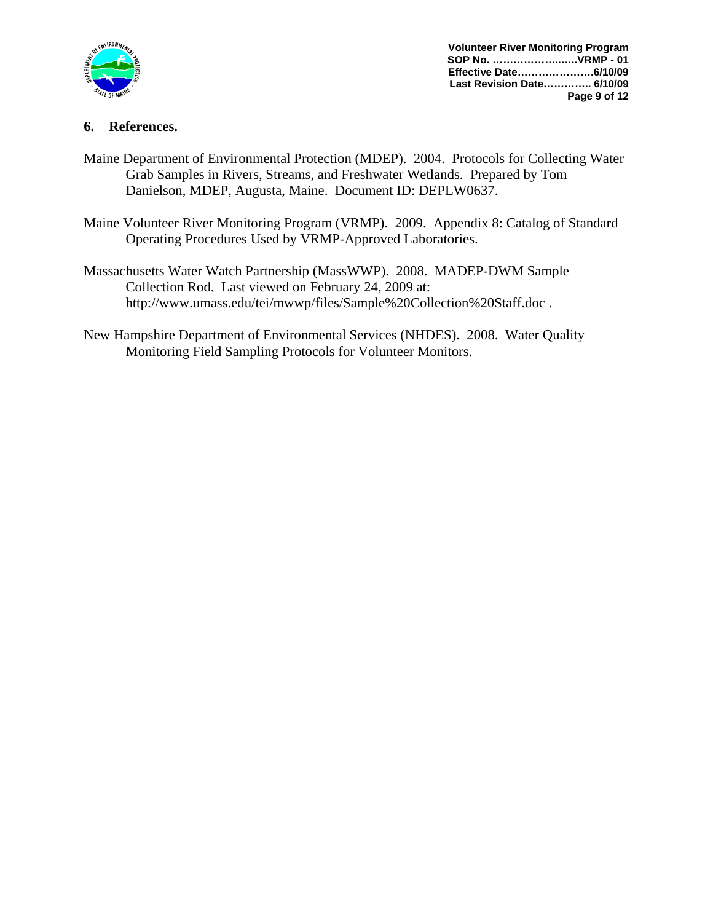## 6. References.

Maine Department of Environmental Protection (MDEP). 2004. Protocols for Collecting Water Grab Samples in Rivers, Streams, and Freshwater Wetlands. Prepared by Tom Danielson, MDEP, Augusta, Maine. Document ID: DEPLW0637.

Maine Volunteer River Monitoring Program (VRMP). 2009. Appendix 8: Catalog of Standard Operating Procedures Used by VRMP-Approved Laboratories.

Massachusetts Water Watch Partnership (MassWWP). 2008. MADEP-DWM Sample Collection Rod. Last viewed on February 24, 2009 at: http://www.umass.edu/tei/mwwp/files/Sample%20Collection%20Staff.doc .

New Hampshire Department of Environmental Services (NHDES). 2008. Water Quality Monitoring Field Sampling Protocols for Volunteer Monitors.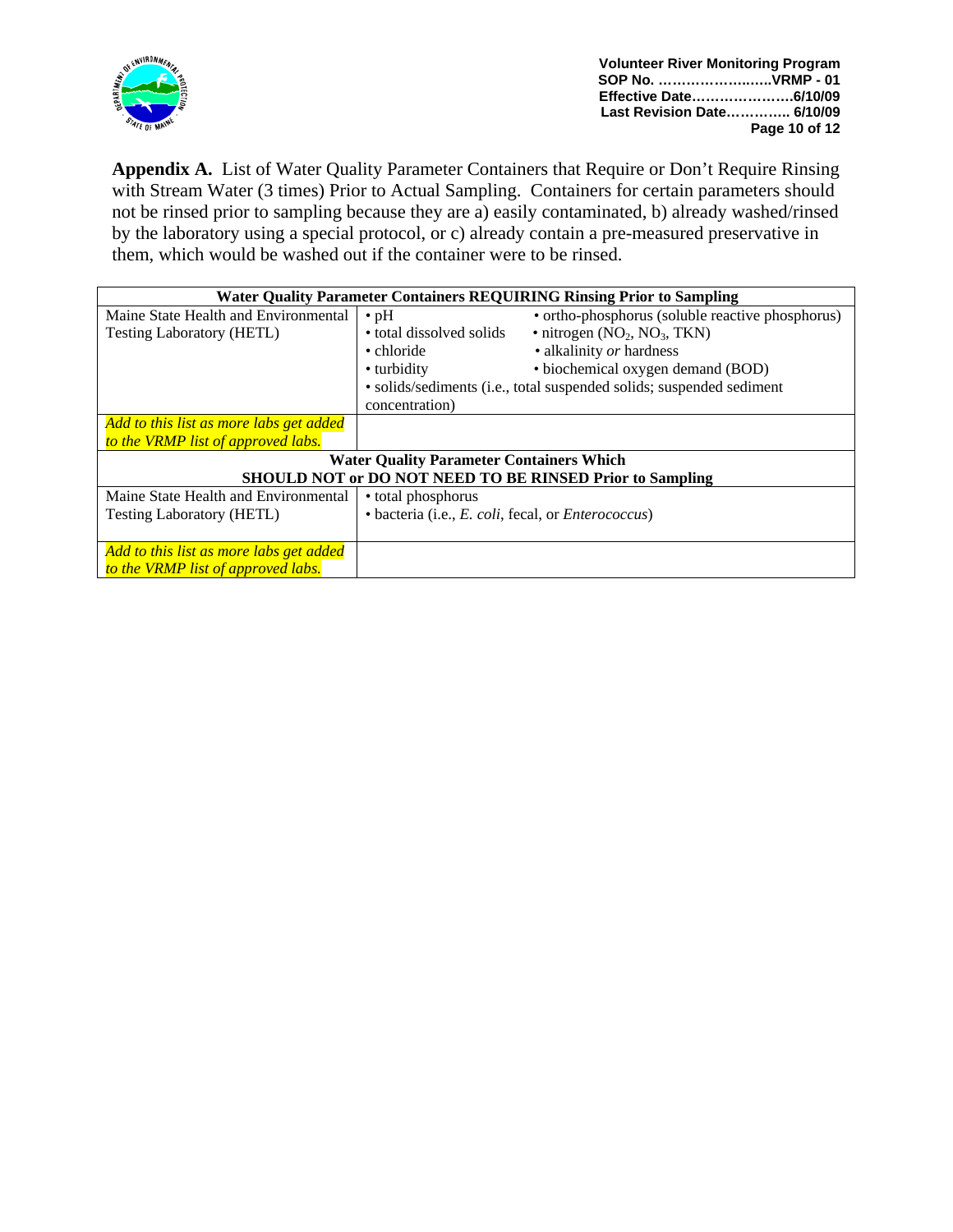**Appendix A.** List of Water Quality Parameter Containers that Require or Don't Require Rinsing with Stream Water (3 times) Prior to Actual Sampling. Containers for certain parameters should not be rinsed prior to sampling because they are a) easily contaminated, b) already washed/rinsed by the laboratory using a special protocol, or c) already contain a pre-measured preservative in them, which would be washed out if the container were to be rinsed.

| **Water Quality Parameter Containers REQUIRING Rinsing Prior to Sampling** | |
|---|---|
| Maine State Health and Environmental Testing Laboratory (HETL) | • pH • total dissolved solids • chloride • turbidity • ortho-phosphorus (soluble reactive phosphorus) • nitrogen ($NO_2$, $NO_3$, TKN) • alkalinity *or* hardness • biochemical oxygen demand (BOD) • solids/sediments (i.e., total suspended solids; suspended sediment concentration) |
| *Add to this list as more labs get added to the VRMP list of approved labs.* | |
| **Water Quality Parameter Containers Which SHOULD NOT or DO NOT NEED TO BE RINSED Prior to Sampling** | |
| Maine State Health and Environmental Testing Laboratory (HETL) | • total phosphorus • bacteria (i.e., *E. coli*, fecal, or *Enterococcus*) |
| *Add to this list as more labs get added to the VRMP list of approved labs.* | |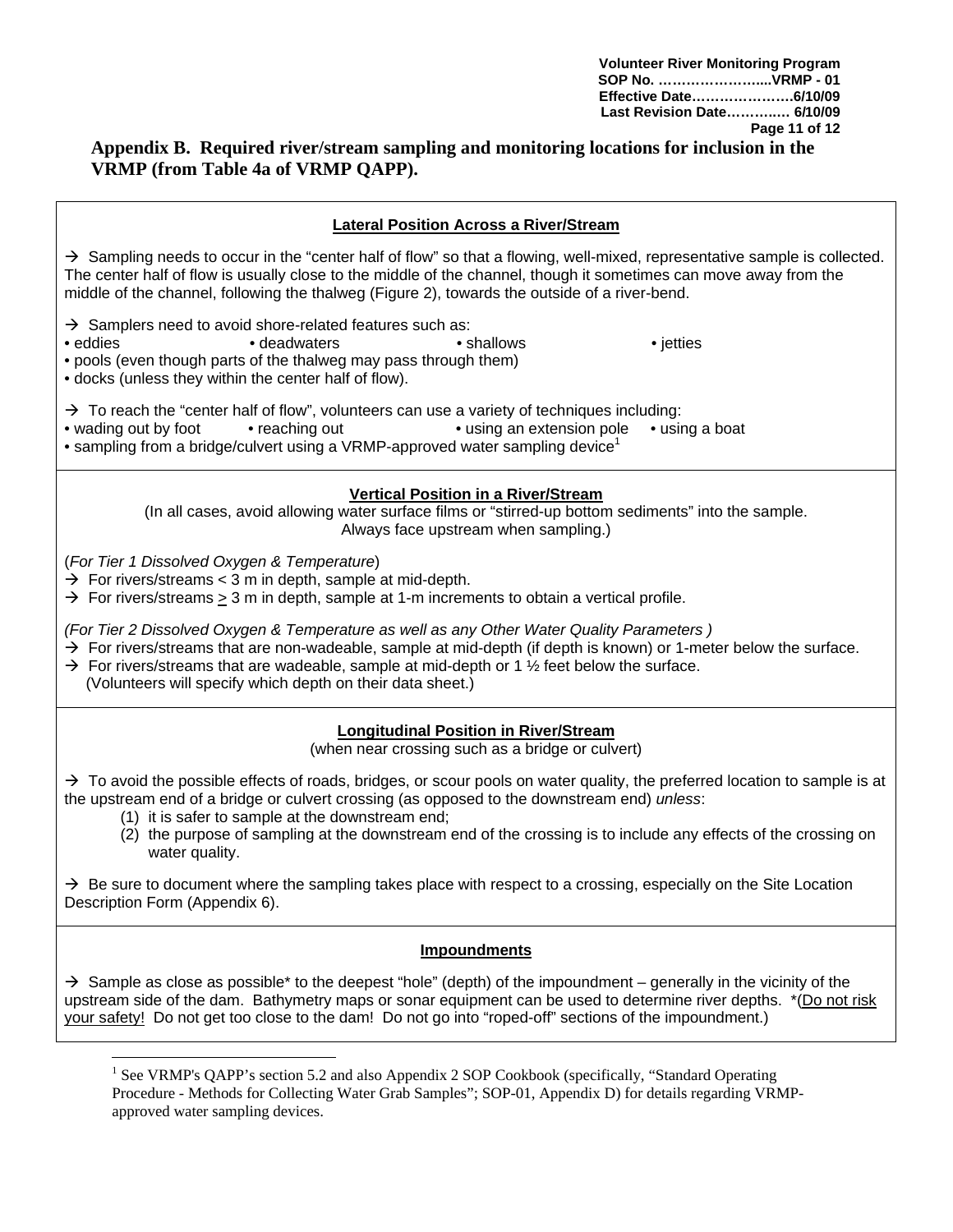## Appendix B. Required river/stream sampling and monitoring locations for inclusion in the VRMP (from Table 4a of VRMP QAPP).

### Lateral Position Across a River/Stream

→ Sampling needs to occur in the "center half of flow" so that a flowing, well-mixed, representative sample is collected. The center half of flow is usually close to the middle of the channel, though it sometimes can move away from the middle of the channel, following the thalweg (Figure 2), towards the outside of a river-bend.

→ Samplers need to avoid shore-related features such as:

- eddies
- deadwaters
- shallows
- jetties
- pools (even though parts of the thalweg may pass through them)
- docks (unless they within the center half of flow).

→ To reach the "center half of flow", volunteers can use a variety of techniques including:

- wading out by foot
- reaching out
- using an extension pole
- using a boat
- sampling from a bridge/culvert using a VRMP-approved water sampling device[1]

### Vertical Position in a River/Stream

(In all cases, avoid allowing water surface films or "stirred-up bottom sediments" into the sample. Always face upstream when sampling.)

(*For Tier 1 Dissolved Oxygen & Temperature*)

→ For rivers/streams < 3 m in depth, sample at mid-depth.

→ For rivers/streams ≥ 3 m in depth, sample at 1-m increments to obtain a vertical profile.

*(For Tier 2 Dissolved Oxygen & Temperature as well as any Other Water Quality Parameters )*

→ For rivers/streams that are non-wadeable, sample at mid-depth (if depth is known) or 1-meter below the surface.

→ For rivers/streams that are wadeable, sample at mid-depth or 1 ½ feet below the surface.
(Volunteers will specify which depth on their data sheet.)

### Longitudinal Position in River/Stream

(when near crossing such as a bridge or culvert)

→ To avoid the possible effects of roads, bridges, or scour pools on water quality, the preferred location to sample is at the upstream end of a bridge or culvert crossing (as opposed to the downstream end) *unless*:

1. it is safer to sample at the downstream end;
2. the purpose of sampling at the downstream end of the crossing is to include any effects of the crossing on water quality.

→ Be sure to document where the sampling takes place with respect to a crossing, especially on the Site Location Description Form (Appendix 6).

### Impoundments

→ Sample as close as possible* to the deepest "hole" (depth) of the impoundment – generally in the vicinity of the upstream side of the dam. Bathymetry maps or sonar equipment can be used to determine river depths. *(Do not risk your safety! Do not get too close to the dam! Do not go into "roped-off" sections of the impoundment.)

---

[1] See VRMP's QAPP's section 5.2 and also Appendix 2 SOP Cookbook (specifically, "Standard Operating Procedure - Methods for Collecting Water Grab Samples"; SOP-01, Appendix D) for details regarding VRMP-approved water sampling devices.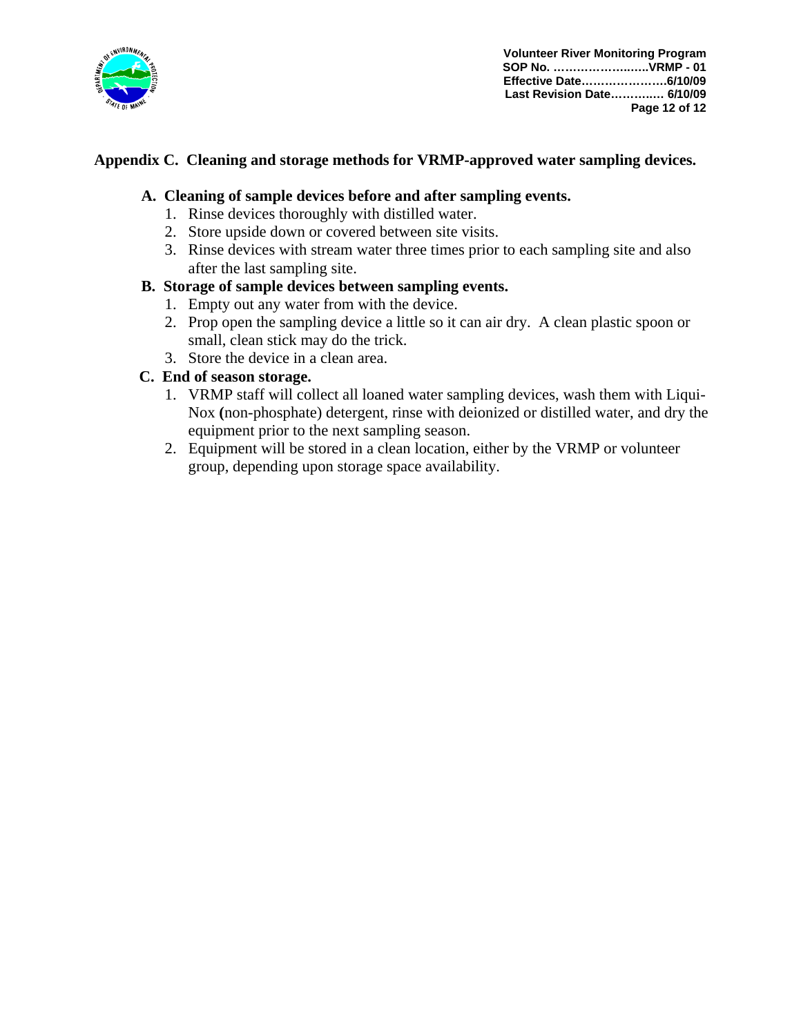## Appendix C. Cleaning and storage methods for VRMP-approved water sampling devices.

**A. Cleaning of sample devices before and after sampling events.**

1. Rinse devices thoroughly with distilled water.
2. Store upside down or covered between site visits.
3. Rinse devices with stream water three times prior to each sampling site and also after the last sampling site.

**B. Storage of sample devices between sampling events.**

1. Empty out any water from with the device.
2. Prop open the sampling device a little so it can air dry. A clean plastic spoon or small, clean stick may do the trick.
3. Store the device in a clean area.

**C. End of season storage.**

1. VRMP staff will collect all loaned water sampling devices, wash them with Liqui-Nox **(**non-phosphate) detergent, rinse with deionized or distilled water, and dry the equipment prior to the next sampling season.
2. Equipment will be stored in a clean location, either by the VRMP or volunteer group, depending upon storage space availability.